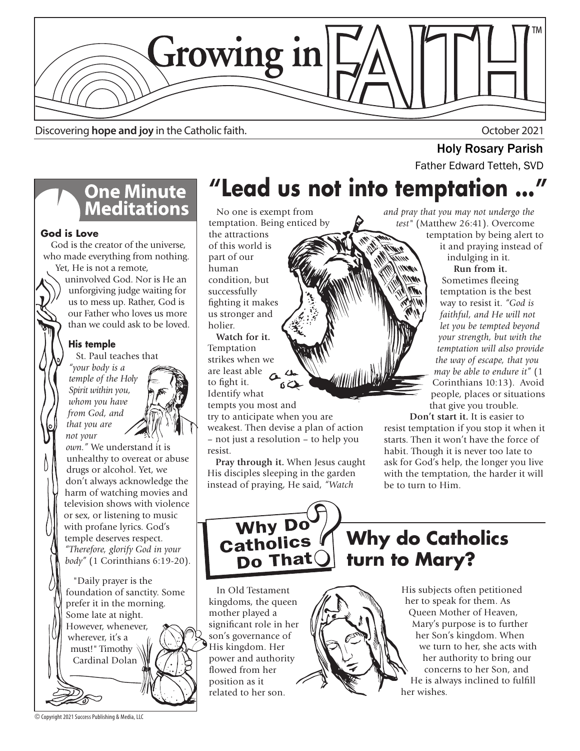# Growing in FAITH™

Discovering **hope and joy** in the Catholic faith.

October 2021

Holy Rosary Parish

Father Edward Tetteh, SVD

## One Minute Meditations

### God is Love

God is the creator of the universe, who made everything from nothing. Yet, He is not a remote, uninvolved God. Nor is He an unforgiving judge waiting for us to mess up. Rather, God is our Father who loves us more than we could ask to be loved.

### His temple

St. Paul teaches that *"your body is a temple of the Holy Spirit within you, whom you have from God, and that you are not your own."* We understand it is unhealthy to overeat or abuse drugs or alcohol. Yet, we don't always acknowledge the harm of watching movies and television shows with violence or sex, or listening to music with profane lyrics. God's temple deserves respect. *"Therefore, glorify God in your body"* (1 Corinthians 6:19-20).

"Daily prayer is the foundation of sanctity. Some prefer it in the morning. Some late at night. However, whenever, wherever, it's a must!" Timothy Cardinal Dolan

## "Lead us not into temptation ..."

No one is exempt from temptation. Being enticed by the attractions of this world is part of our human condition, but successfully fighting it makes us stronger and holier.

**Watch for it.** Temptation strikes when we are least able to fight it. Identify what tempts you most and try to anticipate when you are weakest. Then devise a plan of action – not just a resolution – to help you resist.

**Pray through it.** When Jesus caught His disciples sleeping in the garden instead of praying, He said, *"Watch and pray that you may not undergo the test"* (Matthew 26:41). Overcome temptation by being alert to it and praying instead of indulging in it.

**Run from it.** Sometimes fleeing temptation is the best way to resist it. *"God is faithful, and He will not let you be tempted beyond your strength, but with the temptation will also provide the way of escape, that you may be able to endure it"* (1 Corinthians 10:13). Avoid people, places or situations that give you trouble.

**Don't start it.** It is easier to resist temptation if you stop it when it starts. Then it won't have the force of habit. Though it is never too late to ask for God's help, the longer you live with the temptation, the harder it will be to turn to Him.

## Why Do Catholics Do That?

## Why do Catholics turn to Mary?

In Old Testament kingdoms, the queen mother played a significant role in her son's governance of His kingdom. Her power and authority flowed from her position as it related to her son. His subjects often petitioned her to speak for them. As Queen Mother of Heaven, Mary's purpose is to further her Son's kingdom. When we turn to her, she acts with her authority to bring our concerns to her Son, and He is always inclined to fulfill her wishes.

© Copyright 2021 Success Publishing & Media, LLC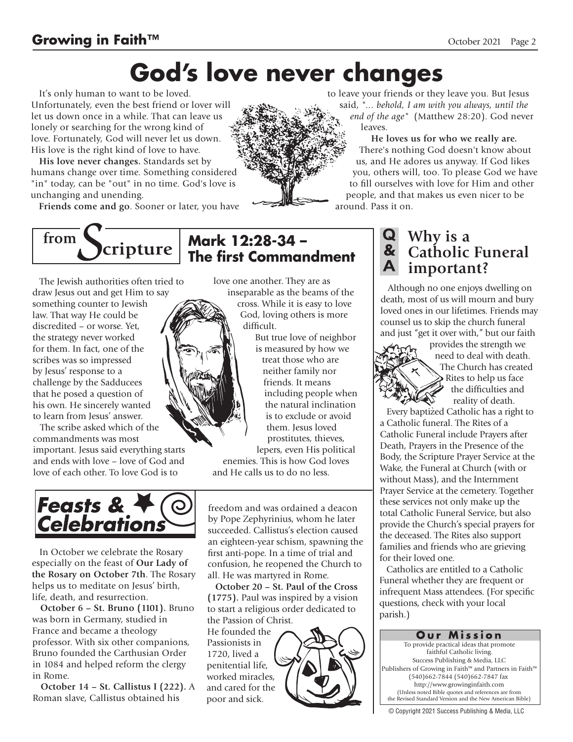# God's love never changes

It's only human to want to be loved. Unfortunately, even the best friend or lover will let us down once in a while. That can leave us lonely or searching for the wrong kind of love. Fortunately, God will never let us down. His love is the right kind of love to have.

**His love never changes.** Standards set by humans change over time. Something considered "in" today, can be "out" in no time. God's love is unchanging and unending.

**Friends come and go**. Sooner or later, you have to leave your friends or they leave you. But Jesus said, "*... behold, I am with you always, until the end of the age*" (Matthew 28:20). God never leaves.

**He loves us for who we really are.** There's nothing God doesn't know about us, and He adores us anyway. If God likes you, others will, too. To please God we have to fill ourselves with love for Him and other people, and that makes us even nicer to be around. Pass it on.

## from Scripture

### Mark 12:28-34 – The first Commandment

The Jewish authorities often tried to draw Jesus out and get Him to say something counter to Jewish law. That way He could be discredited – or worse. Yet, the strategy never worked for them. In fact, one of the scribes was so impressed by Jesus' response to a challenge by the Sadducees that he posed a question of his own. He sincerely wanted to learn from Jesus' answer.

The scribe asked which of the commandments was most important. Jesus said everything starts and ends with love – love of God and love of each other. To love God is to love one another. They are as inseparable as the beams of the cross. While it is easy to love God, loving others is more difficult.

But true love of neighbor is measured by how we treat those who are neither family nor friends. It means including people when the natural inclination is to exclude or avoid them. Jesus loved prostitutes, thieves, lepers, even His political enemies. This is how God loves and He calls us to do no less.

## Q & A Why is a Catholic Funeral important?

Although no one enjoys dwelling on death, most of us will mourn and bury loved ones in our lifetimes. Friends may counsel us to skip the church funeral and just "get it over with," but our faith provides the strength we need to deal with death. The Church has created Rites to help us face the difficulties and reality of death.

Every baptized Catholic has a right to a Catholic funeral. The Rites of a Catholic Funeral include Prayers after Death, Prayers in the Presence of the Body, the Scripture Prayer Service at the Wake, the Funeral at Church (with or without Mass), and the Internment Prayer Service at the cemetery. Together these services not only make up the total Catholic Funeral Service, but also provide the Church's special prayers for the deceased. The Rites also support families and friends who are grieving for their loved one.

Catholics are entitled to a Catholic Funeral whether they are frequent or infrequent Mass attendees. (For specific questions, check with your local parish.)

## Feasts & Celebrations

In October we celebrate the Rosary especially on the feast of **Our Lady of the Rosary on October 7th**. The Rosary helps us to meditate on Jesus' birth, life, death, and resurrection.

**October 6 – St. Bruno (1101).** Bruno was born in Germany, studied in France and became a theology professor. With six other companions, Bruno founded the Carthusian Order in 1084 and helped reform the clergy in Rome.

**October 14 – St. Callistus I (222).** A Roman slave, Callistus obtained his freedom and was ordained a deacon by Pope Zephyrinius, whom he later succeeded. Callistus's election caused an eighteen-year schism, spawning the first anti-pope. In a time of trial and confusion, he reopened the Church to all. He was martyred in Rome.

**October 20 – St. Paul of the Cross (1775).** Paul was inspired by a vision to start a religious order dedicated to the Passion of Christ. He founded the Passionists in 1720, lived a penitential life, worked miracles, and cared for the poor and sick.

**Our Mission**

To provide practical ideas that promote faithful Catholic living.
Success Publishing & Media, LLC
Publishers of Growing in Faith™ and Partners in Faith™
(540)662-7844 (540)662-7847 fax
http://www.growinginfaith.com
(Unless noted Bible quotes and references are from the Revised Standard Version and the New American Bible)

© Copyright 2021 Success Publishing & Media, LLC